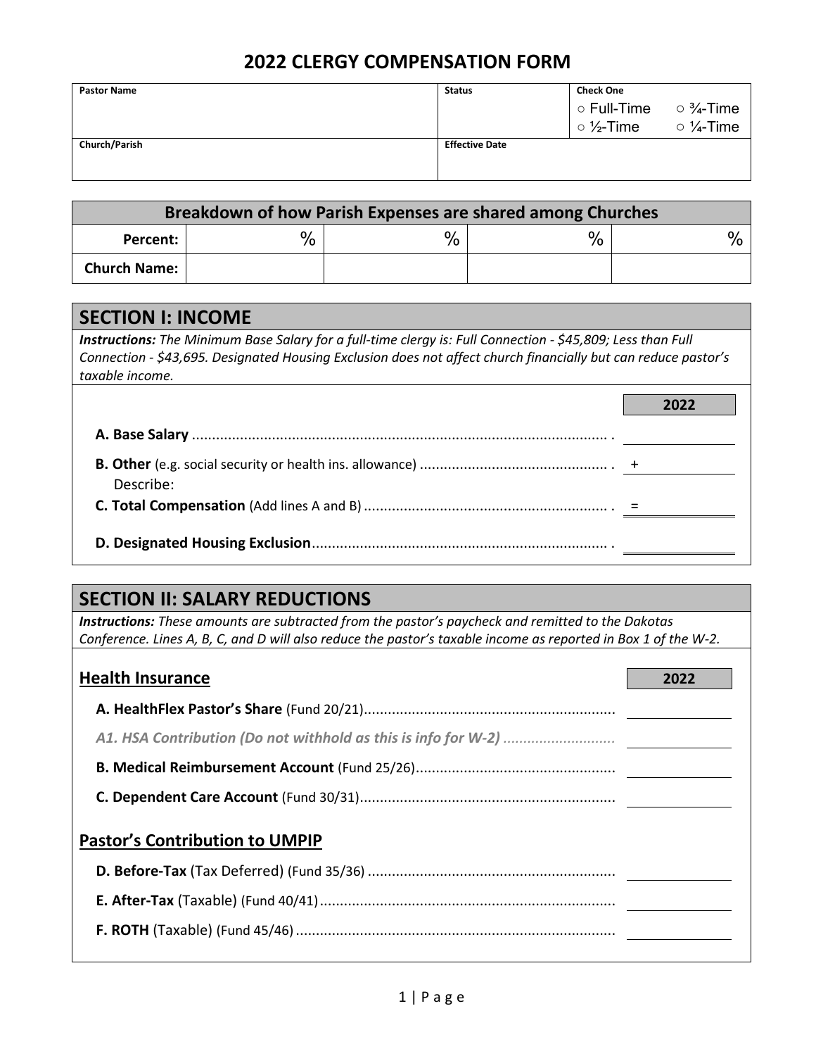# 2022 CLERGY COMPENSATION FORM

| Pastor Name | Status | Check One |
|---|---|---|
| | | ○ Full-Time ○ ¾-Time<br>○ ½-Time ○ ¼-Time |
| **Church/Parish** | **Effective Date** | |
| | | |

| Breakdown of how Parish Expenses are shared among Churches | | | | |
|---|---|---|---|---|
| **Percent:** | % | % | % | % |
| **Church Name:** | | | | |

## SECTION I: INCOME

***Instructions:*** *The Minimum Base Salary for a full-time clergy is: Full Connection - $45,809; Less than Full Connection - $43,695. Designated Housing Exclusion does not affect church financially but can reduce pastor's taxable income.*

| | 2022 |
|---|---|
| **A. Base Salary** | |
| **B. Other** (e.g. social security or health ins. allowance)<br>Describe: | + |
| **C. Total Compensation** (Add lines A and B) | = |
| **D. Designated Housing Exclusion** | |

## SECTION II: SALARY REDUCTIONS

***Instructions:*** *These amounts are subtracted from the pastor's paycheck and remitted to the Dakotas Conference. Lines A, B, C, and D will also reduce the pastor's taxable income as reported in Box 1 of the W-2.*

### Health Insurance

| | 2022 |
|---|---|
| **A. HealthFlex Pastor's Share** (Fund 20/21) | |
| *A1. HSA Contribution (Do not withhold as this is info for W-2)* | |
| **B. Medical Reimbursement Account** (Fund 25/26) | |
| **C. Dependent Care Account** (Fund 30/31) | |

### Pastor's Contribution to UMPIP

| | |
|---|---|
| **D. Before-Tax** (Tax Deferred) (Fund 35/36) | |
| **E. After-Tax** (Taxable) (Fund 40/41) | |
| **F. ROTH** (Taxable) (Fund 45/46) | |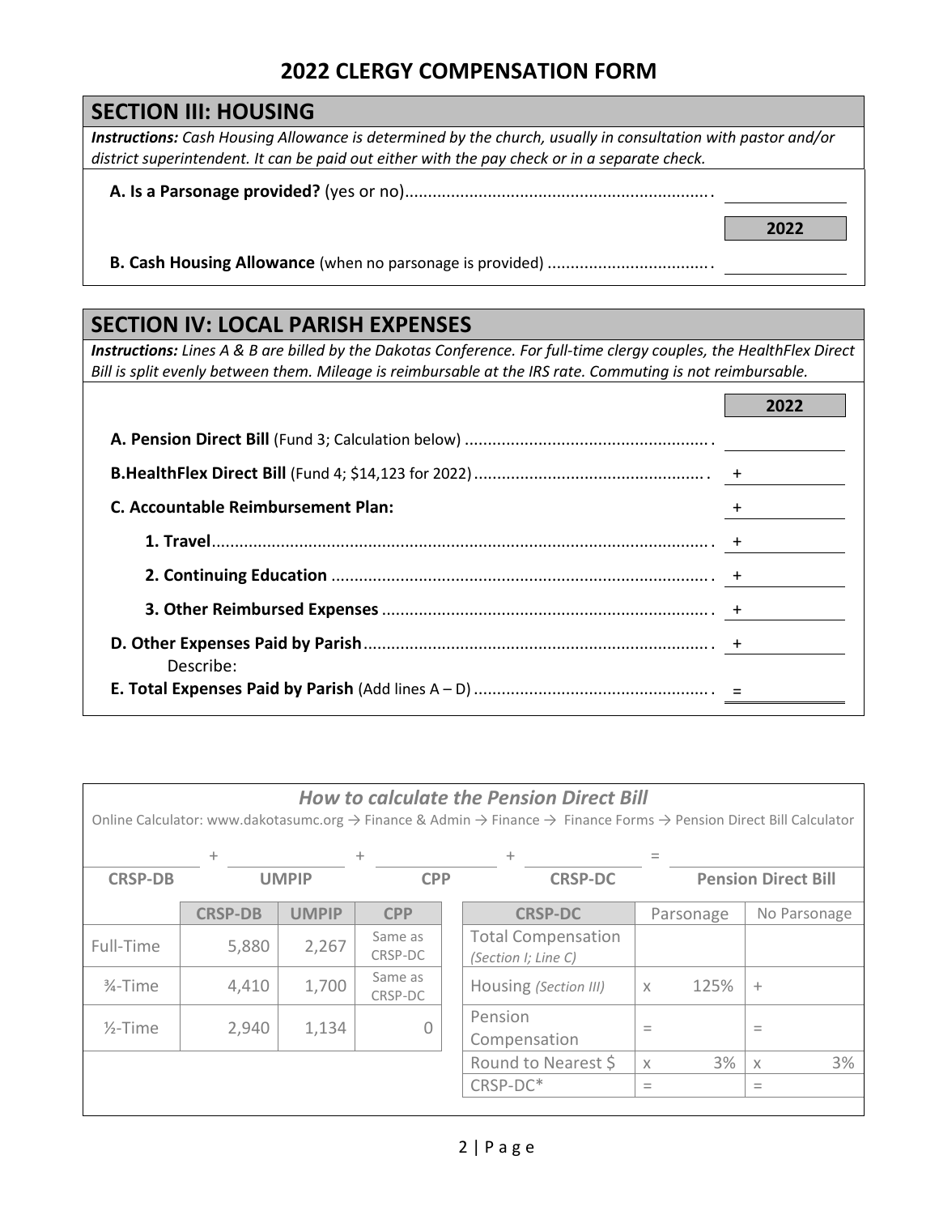# 2022 CLERGY COMPENSATION FORM

## SECTION III: HOUSING

***Instructions:*** *Cash Housing Allowance is determined by the church, usually in consultation with pastor and/or district superintendent. It can be paid out either with the pay check or in a separate check.*

**A. Is a Parsonage provided?** (yes or no).................................................................. ________

| | 2022 |
|---|---|
| **B. Cash Housing Allowance** (when no parsonage is provided) ................................... | |

## SECTION IV: LOCAL PARISH EXPENSES

***Instructions:*** *Lines A & B are billed by the Dakotas Conference. For full-time clergy couples, the HealthFlex Direct Bill is split evenly between them. Mileage is reimbursable at the IRS rate. Commuting is not reimbursable.*

| | 2022 |
|---|---|
| **A. Pension Direct Bill** (Fund 3; Calculation below) ..................................................... | |
| **B.HealthFlex Direct Bill** (Fund 4; $14,123 for 2022) .................................................. | + |
| **C. Accountable Reimbursement Plan:** | + |
| **1. Travel**........................................................................................................... | + |
| **2. Continuing Education** ................................................................................. | + |
| **3. Other Reimbursed Expenses** ...................................................................... | + |
| **D. Other Expenses Paid by Parish**........................................................................... Describe: | + |
| **E. Total Expenses Paid by Parish** (Add lines A – D) .................................................. | = |

### *How to calculate the Pension Direct Bill*

Online Calculator: www.dakotasumc.org → Finance & Admin → Finance → Finance Forms → Pension Direct Bill Calculator

______ + ______ + ______ + ______ = ______

**CRSP-DB** + **UMPIP** + **CPP** + **CRSP-DC** = **Pension Direct Bill**

| | CRSP-DB | UMPIP | CPP |
|---|---|---|---|
| Full-Time | 5,880 | 2,267 | Same as CRSP-DC |
| ¾-Time | 4,410 | 1,700 | Same as CRSP-DC |
| ½-Time | 2,940 | 1,134 | 0 |

| CRSP-DC | Parsonage | No Parsonage |
|---|---|---|
| Total Compensation *(Section I; Line C)* | | |
| Housing *(Section III)* | x 125% | + |
| Pension Compensation | = | = |
| Round to Nearest $ | x 3% | x 3% |
| CRSP-DC* | = | = |